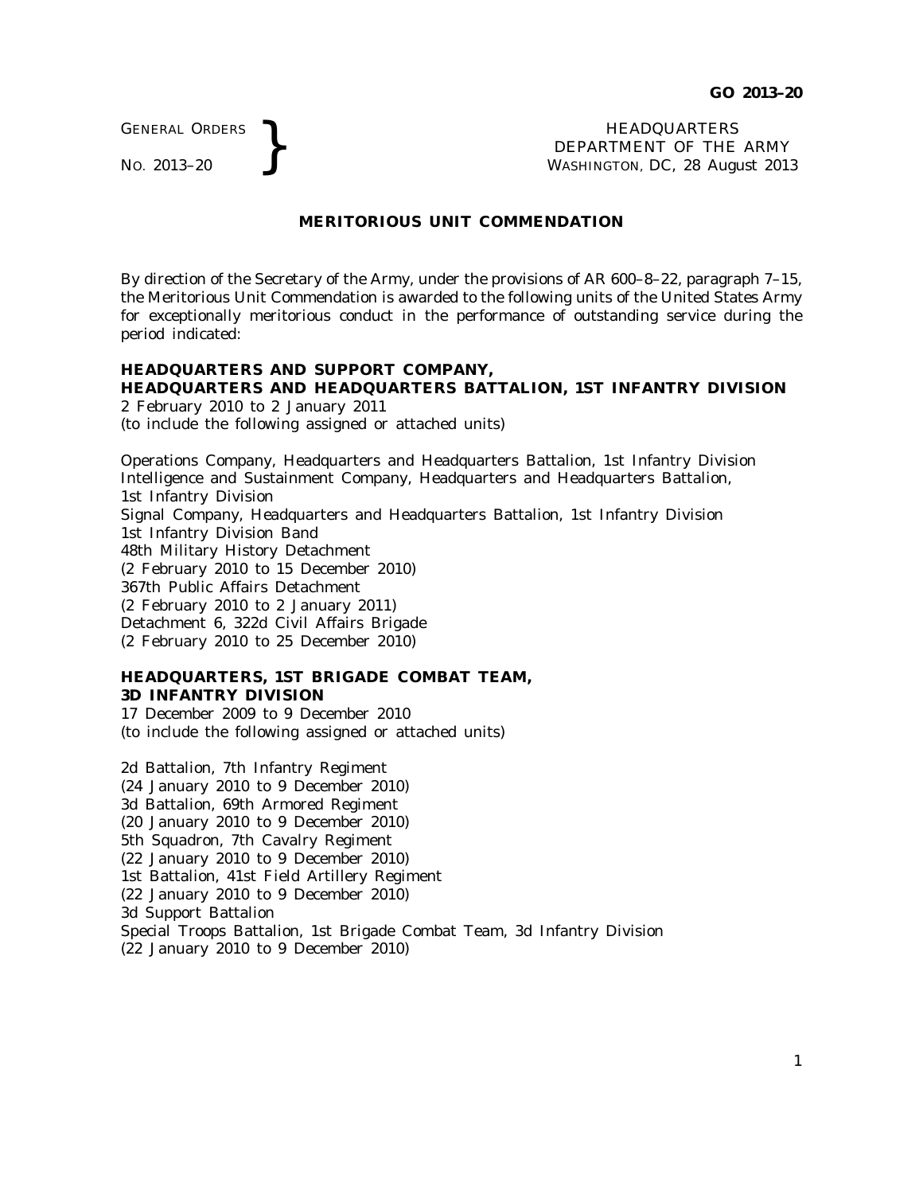GENERAL ORDERS }
NO. 2013–20

HEADQUARTERS
DEPARTMENT OF THE ARMY
WASHINGTON, DC, 28 August 2013

## MERITORIOUS UNIT COMMENDATION

By direction of the Secretary of the Army, under the provisions of AR 600–8–22, paragraph 7–15, the Meritorious Unit Commendation is awarded to the following units of the United States Army for exceptionally meritorious conduct in the performance of outstanding service during the period indicated:

**HEADQUARTERS AND SUPPORT COMPANY,**
**HEADQUARTERS AND HEADQUARTERS BATTALION, 1ST INFANTRY DIVISION**
2 February 2010 to 2 January 2011
(to include the following assigned or attached units)

Operations Company, Headquarters and Headquarters Battalion, 1st Infantry Division
Intelligence and Sustainment Company, Headquarters and Headquarters Battalion, 1st Infantry Division
Signal Company, Headquarters and Headquarters Battalion, 1st Infantry Division
1st Infantry Division Band
48th Military History Detachment
(2 February 2010 to 15 December 2010)
367th Public Affairs Detachment
(2 February 2010 to 2 January 2011)
Detachment 6, 322d Civil Affairs Brigade
(2 February 2010 to 25 December 2010)

**HEADQUARTERS, 1ST BRIGADE COMBAT TEAM,**
**3D INFANTRY DIVISION**
17 December 2009 to 9 December 2010
(to include the following assigned or attached units)

2d Battalion, 7th Infantry Regiment
(24 January 2010 to 9 December 2010)
3d Battalion, 69th Armored Regiment
(20 January 2010 to 9 December 2010)
5th Squadron, 7th Cavalry Regiment
(22 January 2010 to 9 December 2010)
1st Battalion, 41st Field Artillery Regiment
(22 January 2010 to 9 December 2010)
3d Support Battalion
Special Troops Battalion, 1st Brigade Combat Team, 3d Infantry Division
(22 January 2010 to 9 December 2010)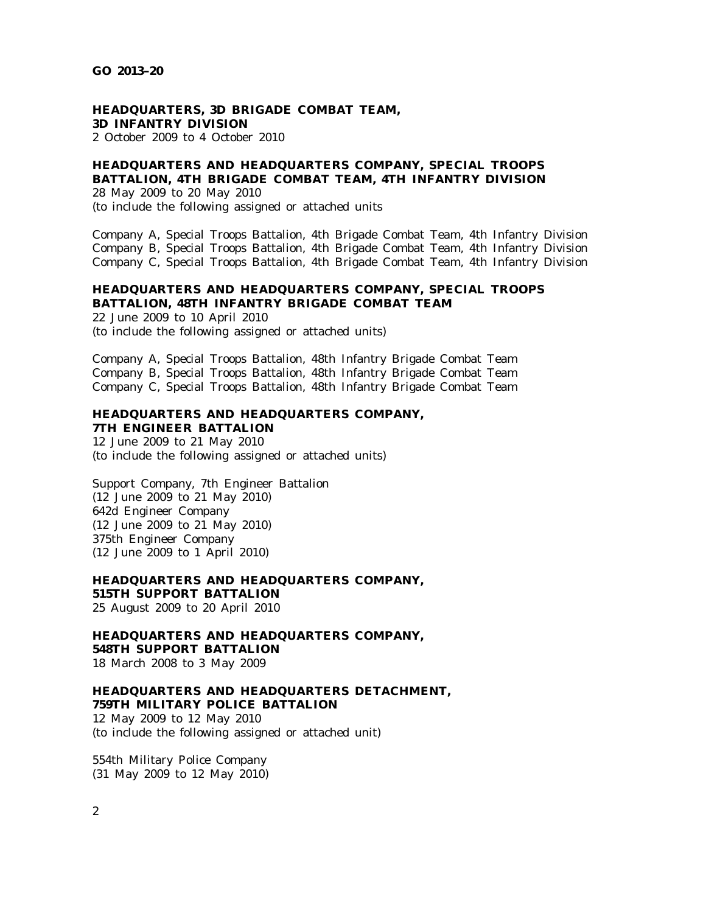**HEADQUARTERS, 3D BRIGADE COMBAT TEAM, 3D INFANTRY DIVISION**
2 October 2009 to 4 October 2010

**HEADQUARTERS AND HEADQUARTERS COMPANY, SPECIAL TROOPS BATTALION, 4TH BRIGADE COMBAT TEAM, 4TH INFANTRY DIVISION**
28 May 2009 to 20 May 2010
(to include the following assigned or attached units

Company A, Special Troops Battalion, 4th Brigade Combat Team, 4th Infantry Division
Company B, Special Troops Battalion, 4th Brigade Combat Team, 4th Infantry Division
Company C, Special Troops Battalion, 4th Brigade Combat Team, 4th Infantry Division

**HEADQUARTERS AND HEADQUARTERS COMPANY, SPECIAL TROOPS BATTALION, 48TH INFANTRY BRIGADE COMBAT TEAM**
22 June 2009 to 10 April 2010
(to include the following assigned or attached units)

Company A, Special Troops Battalion, 48th Infantry Brigade Combat Team
Company B, Special Troops Battalion, 48th Infantry Brigade Combat Team
Company C, Special Troops Battalion, 48th Infantry Brigade Combat Team

**HEADQUARTERS AND HEADQUARTERS COMPANY, 7TH ENGINEER BATTALION**
12 June 2009 to 21 May 2010
(to include the following assigned or attached units)

Support Company, 7th Engineer Battalion
(12 June 2009 to 21 May 2010)
642d Engineer Company
(12 June 2009 to 21 May 2010)
375th Engineer Company
(12 June 2009 to 1 April 2010)

**HEADQUARTERS AND HEADQUARTERS COMPANY, 515TH SUPPORT BATTALION**
25 August 2009 to 20 April 2010

**HEADQUARTERS AND HEADQUARTERS COMPANY, 548TH SUPPORT BATTALION**
18 March 2008 to 3 May 2009

**HEADQUARTERS AND HEADQUARTERS DETACHMENT, 759TH MILITARY POLICE BATTALION**
12 May 2009 to 12 May 2010
(to include the following assigned or attached unit)

554th Military Police Company
(31 May 2009 to 12 May 2010)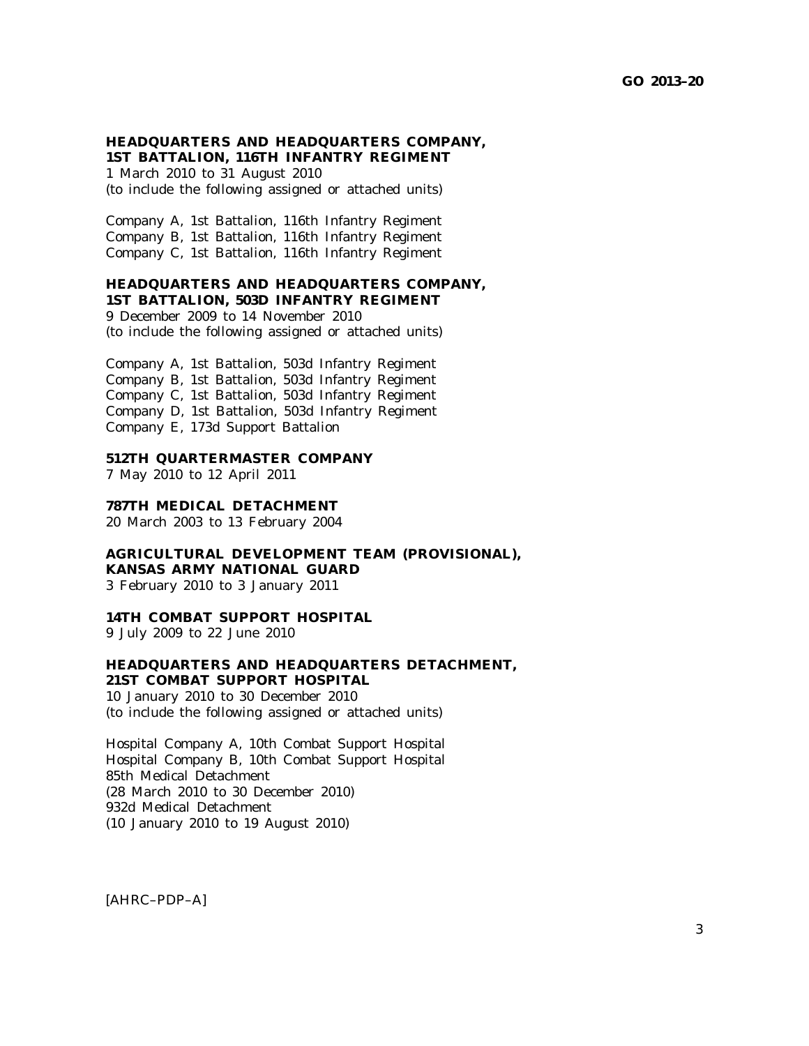**HEADQUARTERS AND HEADQUARTERS COMPANY, 1ST BATTALION, 116TH INFANTRY REGIMENT**
1 March 2010 to 31 August 2010
(to include the following assigned or attached units)

Company A, 1st Battalion, 116th Infantry Regiment
Company B, 1st Battalion, 116th Infantry Regiment
Company C, 1st Battalion, 116th Infantry Regiment

**HEADQUARTERS AND HEADQUARTERS COMPANY, 1ST BATTALION, 503D INFANTRY REGIMENT**
9 December 2009 to 14 November 2010
(to include the following assigned or attached units)

Company A, 1st Battalion, 503d Infantry Regiment
Company B, 1st Battalion, 503d Infantry Regiment
Company C, 1st Battalion, 503d Infantry Regiment
Company D, 1st Battalion, 503d Infantry Regiment
Company E, 173d Support Battalion

**512TH QUARTERMASTER COMPANY**
7 May 2010 to 12 April 2011

**787TH MEDICAL DETACHMENT**
20 March 2003 to 13 February 2004

**AGRICULTURAL DEVELOPMENT TEAM (PROVISIONAL), KANSAS ARMY NATIONAL GUARD**
3 February 2010 to 3 January 2011

**14TH COMBAT SUPPORT HOSPITAL**
9 July 2009 to 22 June 2010

**HEADQUARTERS AND HEADQUARTERS DETACHMENT, 21ST COMBAT SUPPORT HOSPITAL**
10 January 2010 to 30 December 2010
(to include the following assigned or attached units)

Hospital Company A, 10th Combat Support Hospital
Hospital Company B, 10th Combat Support Hospital
85th Medical Detachment
(28 March 2010 to 30 December 2010)
932d Medical Detachment
(10 January 2010 to 19 August 2010)

[AHRC–PDP–A]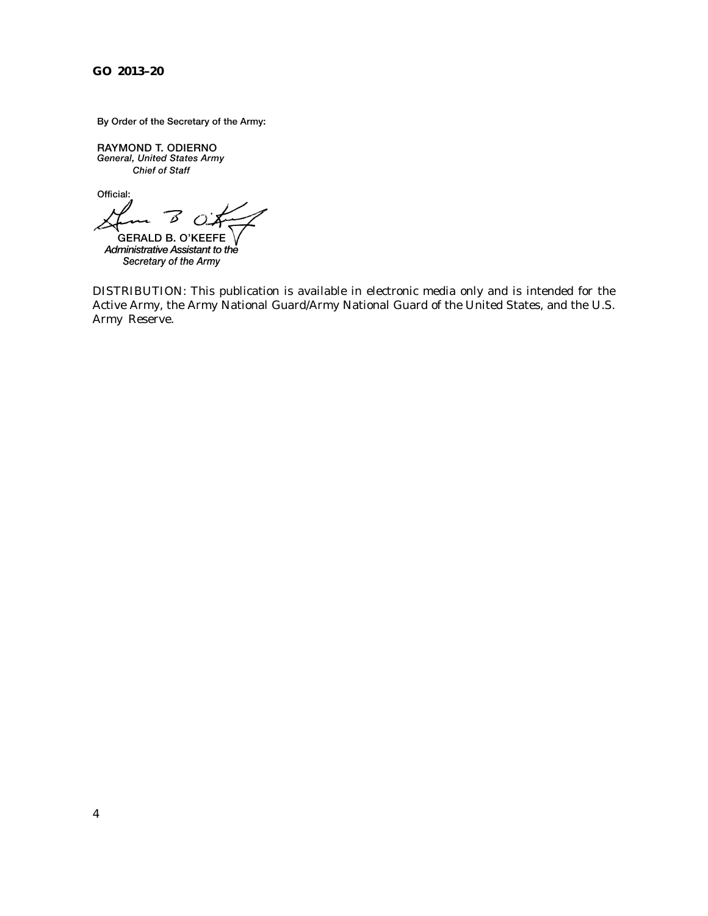By Order of the Secretary of the Army:

RAYMOND T. ODIERNO
*General, United States Army*
*Chief of Staff*

Official:

GERALD B. O'KEEFE
*Administrative Assistant to the*
*Secretary of the Army*

DISTRIBUTION: This publication is available in electronic media only and is intended for the Active Army, the Army National Guard/Army National Guard of the United States, and the U.S. Army Reserve.